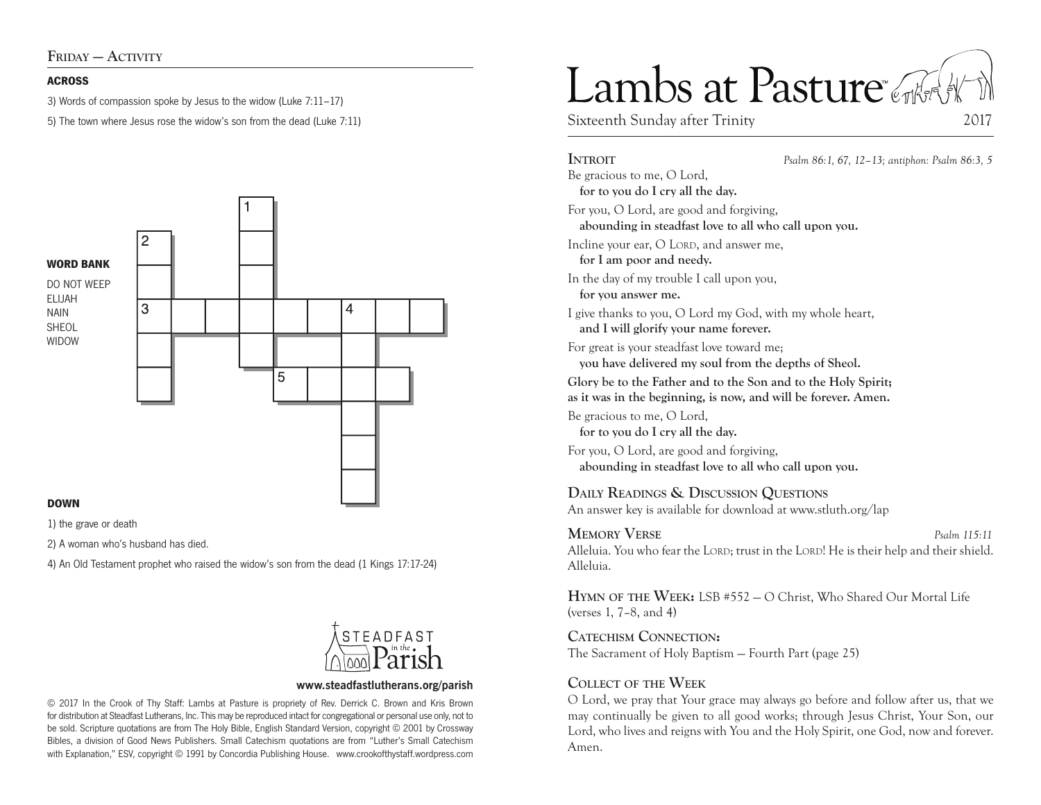## Friday — Activity

**ACROSS**

3) Words of compassion spoke by Jesus to the widow (Luke 7:11–17)

5) The town where Jesus rose the widow's son from the dead (Luke 7:11)

**WORD BANK**

DO NOT WEEP
ELIJAH
NAIN
SHEOL
WIDOW

**DOWN**

1) the grave or death

2) A woman who's husband has died.

4) An Old Testament prophet who raised the widow's son from the dead (1 Kings 17:17-24)

STEADFAST in the Parish

**www.steadfastlutherans.org/parish**

© 2017 In the Crook of Thy Staff: Lambs at Pasture is propriety of Rev. Derrick C. Brown and Kris Brown for distribution at Steadfast Lutherans, Inc. This may be reproduced intact for congregational or personal use only, not to be sold. Scripture quotations are from The Holy Bible, English Standard Version, copyright © 2001 by Crossway Bibles, a division of Good News Publishers. Small Catechism quotations are from "Luther's Small Catechism with Explanation," ESV, copyright © 1991 by Concordia Publishing House. www.crookofthystaff.wordpress.com

# Lambs at Pasture™

Sixteenth Sunday after Trinity 2017

## Introit

*Psalm 86:1, 67, 12–13; antiphon: Psalm 86:3, 5*

Be gracious to me, O Lord,
**for to you do I cry all the day.**

For you, O Lord, are good and forgiving,
**abounding in steadfast love to all who call upon you.**

Incline your ear, O Lord, and answer me,
**for I am poor and needy.**

In the day of my trouble I call upon you,
**for you answer me.**

I give thanks to you, O Lord my God, with my whole heart,
**and I will glorify your name forever.**

For great is your steadfast love toward me;
**you have delivered my soul from the depths of Sheol.**

**Glory be to the Father and to the Son and to the Holy Spirit;
as it was in the beginning, is now, and will be forever. Amen.**

Be gracious to me, O Lord,
**for to you do I cry all the day.**

For you, O Lord, are good and forgiving,
**abounding in steadfast love to all who call upon you.**

## Daily Readings & Discussion Questions

An answer key is available for download at www.stluth.org/lap

## Memory Verse

*Psalm 115:11*

Alleluia. You who fear the Lord; trust in the Lord! He is their help and their shield. Alleluia.

**Hymn of the Week:** LSB #552 — O Christ, Who Shared Our Mortal Life (verses 1, 7–8, and 4)

**Catechism Connection:**
The Sacrament of Holy Baptism — Fourth Part (page 25)

## Collect of the Week

O Lord, we pray that Your grace may always go before and follow after us, that we may continually be given to all good works; through Jesus Christ, Your Son, our Lord, who lives and reigns with You and the Holy Spirit, one God, now and forever. Amen.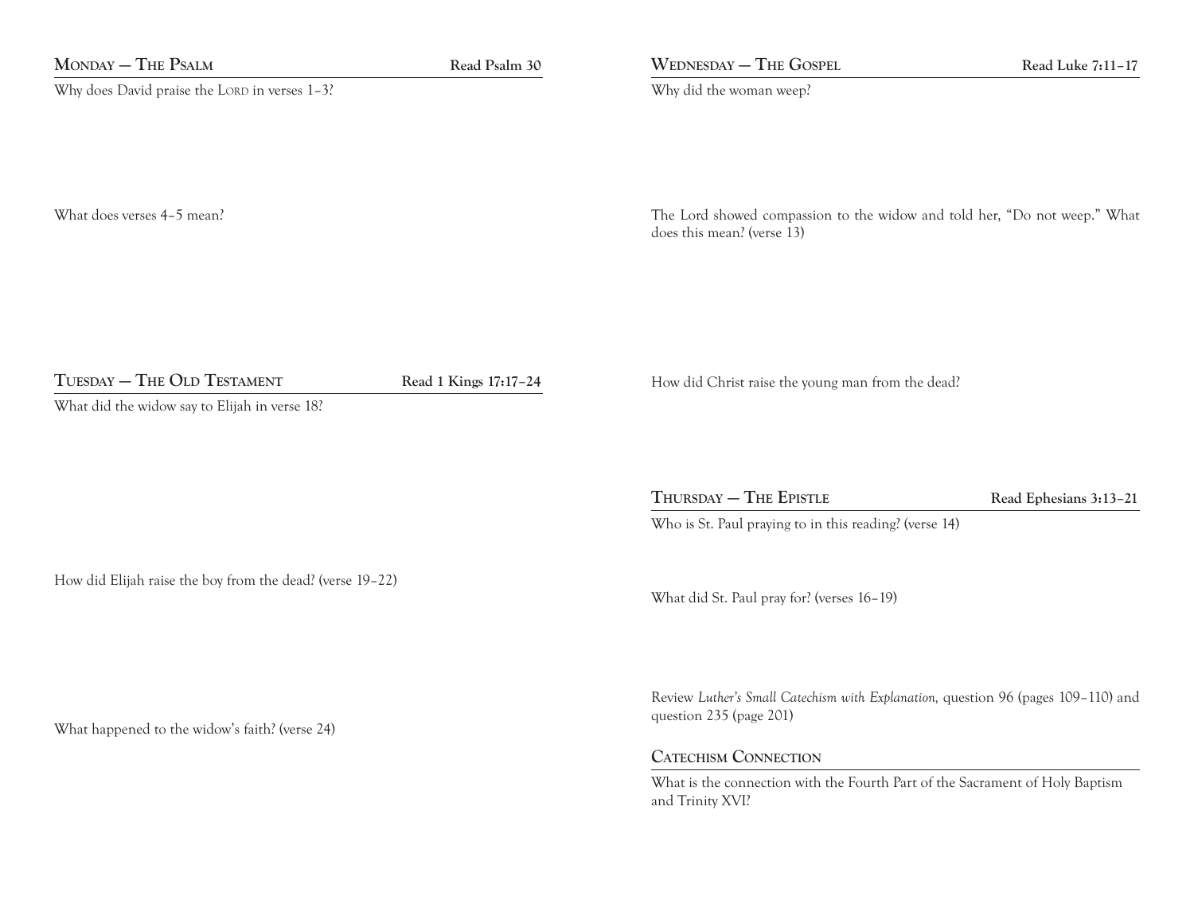## Monday — The Psalm

**Read Psalm 30**

Why does David praise the Lord in verses 1–3?

What does verses 4–5 mean?

## Tuesday — The Old Testament

**Read 1 Kings 17:17–24**

What did the widow say to Elijah in verse 18?

How did Elijah raise the boy from the dead? (verse 19–22)

What happened to the widow's faith? (verse 24)

## Wednesday — The Gospel

**Read Luke 7:11–17**

Why did the woman weep?

The Lord showed compassion to the widow and told her, "Do not weep." What does this mean? (verse 13)

How did Christ raise the young man from the dead?

## Thursday — The Epistle

**Read Ephesians 3:13–21**

Who is St. Paul praying to in this reading? (verse 14)

What did St. Paul pray for? (verses 16–19)

Review *Luther's Small Catechism with Explanation,* question 96 (pages 109–110) and question 235 (page 201)

## Catechism Connection

What is the connection with the Fourth Part of the Sacrament of Holy Baptism and Trinity XVI?